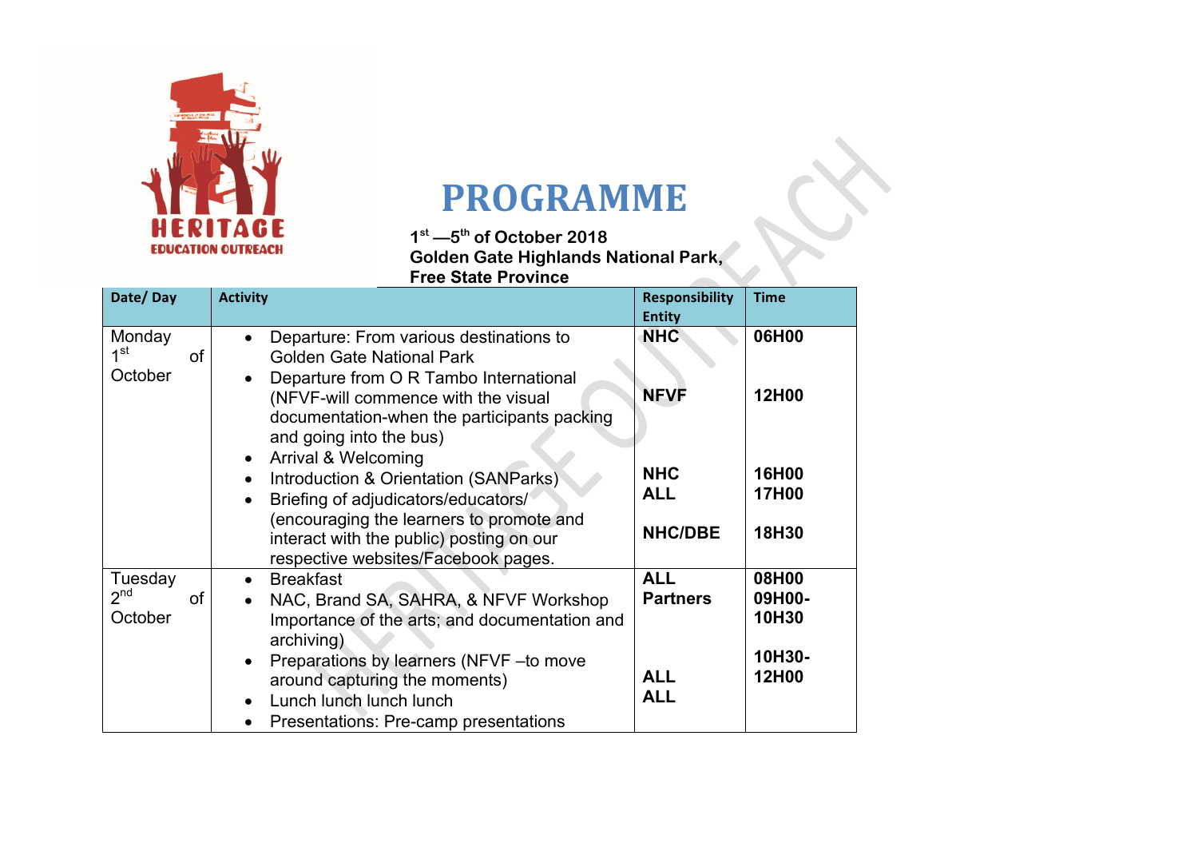# PROGRAMME

**1st —5th of October 2018**
**Golden Gate Highlands National Park,**
**Free State Province**

| Date/ Day | Activity | Responsibility Entity | Time |
|---|---|---|---|
| Monday 1st of October | • Departure: From various destinations to Golden Gate National Park<br>• Departure from O R Tambo International (NFVF-will commence with the visual documentation-when the participants packing and going into the bus)<br>• Arrival & Welcoming<br>• Introduction & Orientation (SANParks)<br>• Briefing of adjudicators/educators/ (encouraging the learners to promote and interact with the public) posting on our respective websites/Facebook pages. | **NHC**<br><br>**NFVF**<br><br>**NHC**<br>**ALL**<br><br>**NHC/DBE** | **06H00**<br><br>**12H00**<br><br>**16H00**<br>**17H00**<br><br>**18H30** |
| Tuesday 2nd of October | • Breakfast<br>• NAC, Brand SA, SAHRA, & NFVF Workshop Importance of the arts; and documentation and archiving)<br>• Preparations by learners (NFVF –to move around capturing the moments)<br>• Lunch lunch lunch lunch<br>• Presentations: Pre-camp presentations | **ALL**<br>**Partners**<br><br>**ALL**<br>**ALL** | **08H00**<br>**09H00-10H30**<br><br>**10H30-12H00** |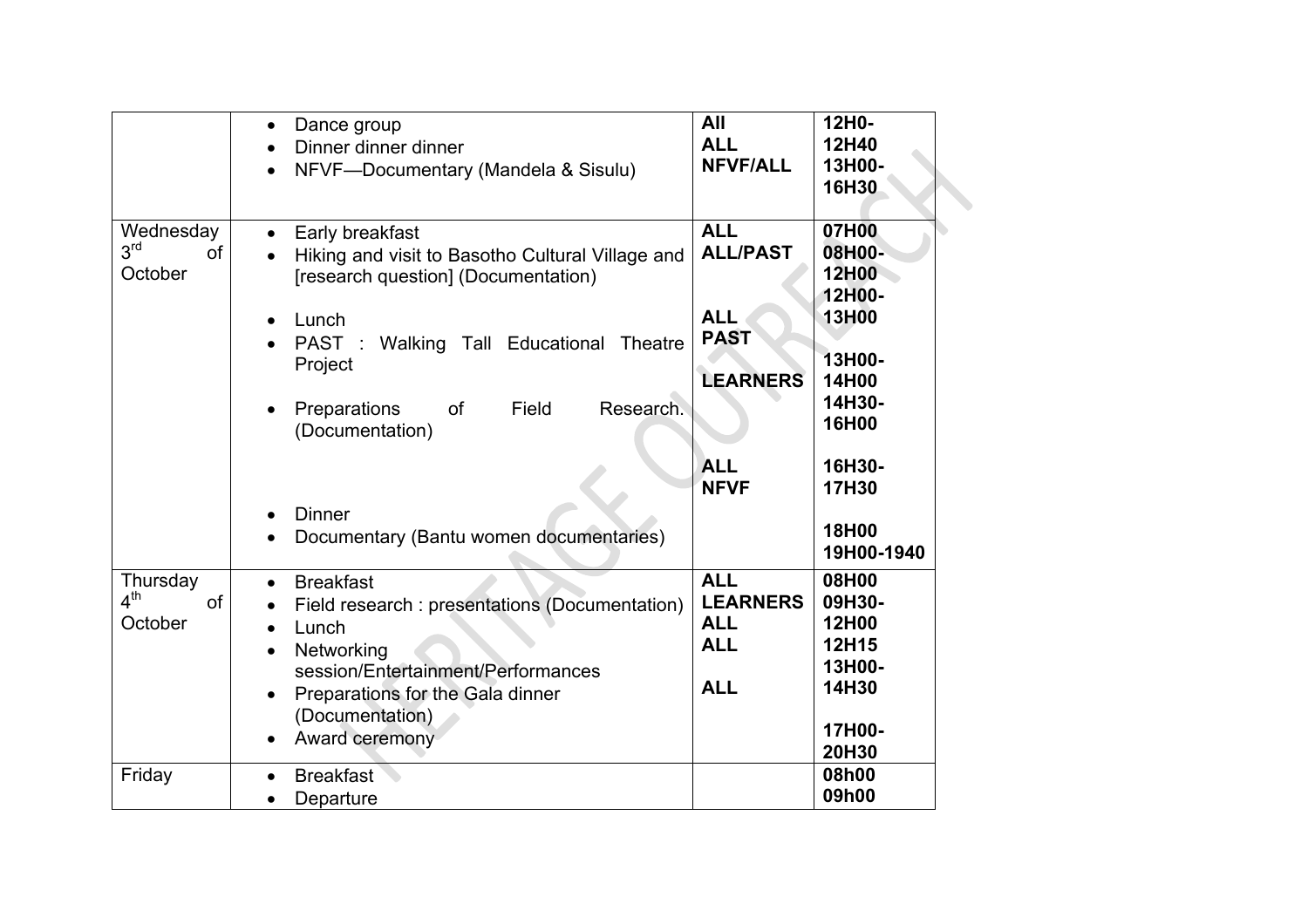|  |  |  |  |
|---|---|---|---|
|  | • Dance group<br>• Dinner dinner dinner<br>• NFVF—Documentary (Mandela & Sisulu) | **All**<br>**ALL**<br>**NFVF/ALL** | **12H0-**<br>**12H40**<br>**13H00-**<br>**16H30** |
| Wednesday 3rd of October | • Early breakfast<br>• Hiking and visit to Basotho Cultural Village and [research question] (Documentation)<br>• Lunch<br>• PAST : Walking Tall Educational Theatre Project<br>• Preparations of Field Research. (Documentation)<br>• Dinner<br>• Documentary (Bantu women documentaries) | **ALL**<br>**ALL/PAST**<br>**ALL**<br>**PAST**<br>**LEARNERS**<br>**ALL**<br>**NFVF** | **07H00**<br>**08H00-**<br>**12H00**<br>**12H00-**<br>**13H00**<br>**13H00-**<br>**14H00**<br>**14H30-**<br>**16H00**<br>**16H30-**<br>**17H30**<br>**18H00**<br>**19H00-1940** |
| Thursday 4th of October | • Breakfast<br>• Field research : presentations (Documentation)<br>• Lunch<br>• Networking session/Entertainment/Performances<br>• Preparations for the Gala dinner (Documentation)<br>• Award ceremony | **ALL**<br>**LEARNERS**<br>**ALL**<br>**ALL**<br>**ALL** | **08H00**<br>**09H30-**<br>**12H00**<br>**12H15**<br>**13H00-**<br>**14H30**<br>**17H00-**<br>**20H30** |
| Friday | • Breakfast<br>• Departure |  | **08h00**<br>**09h00** |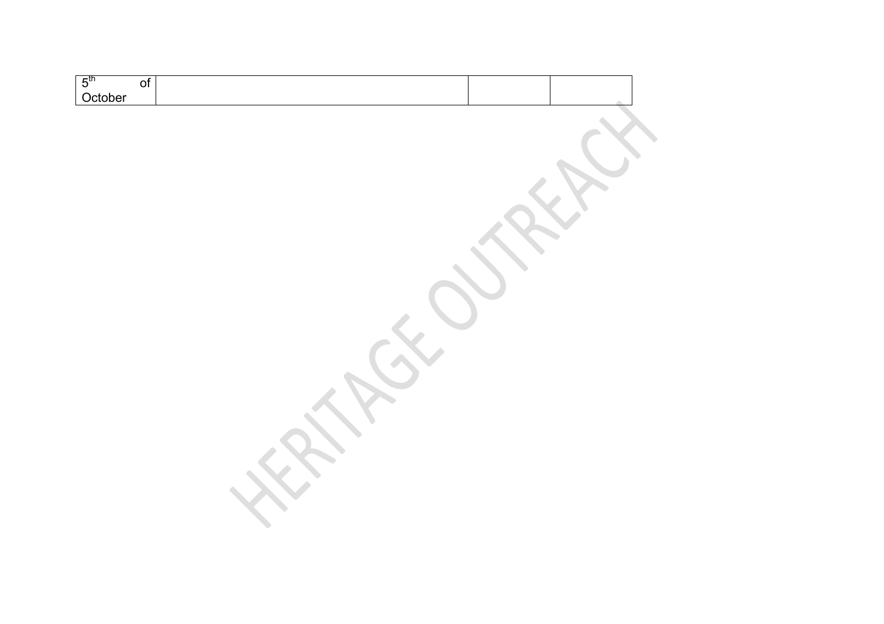| | | | |
|---|---|---|---|
| 5th of October | | | |